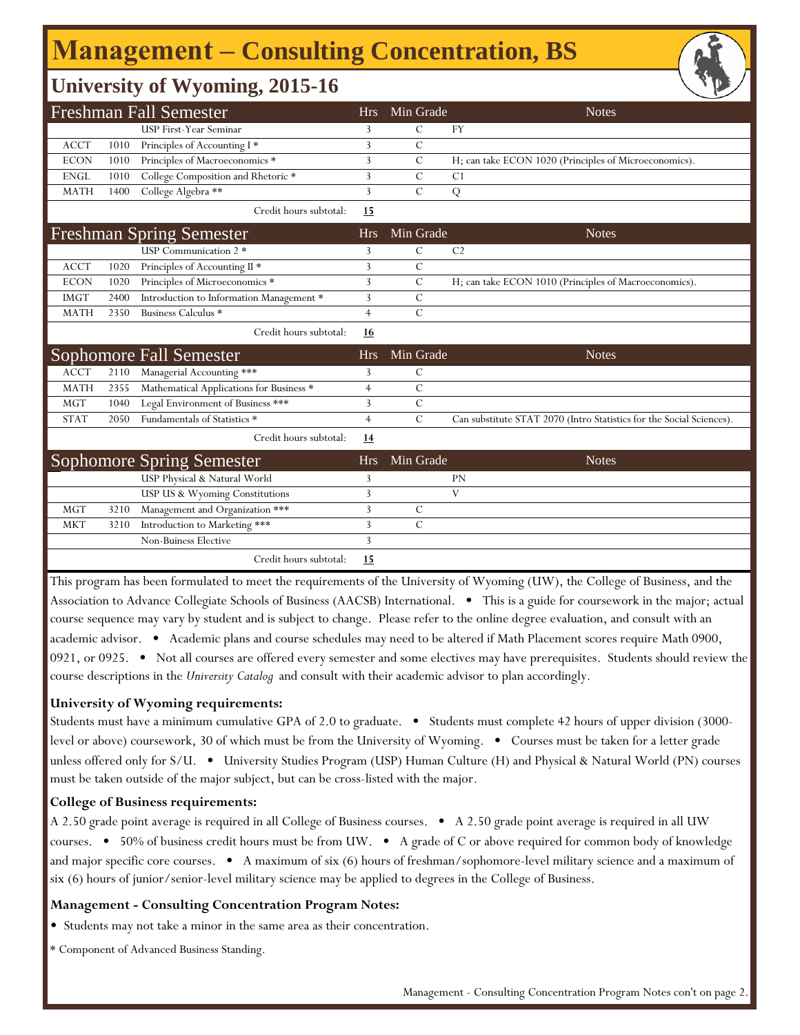# Management – Consulting Concentration, BS

## University of Wyoming, 2015-16

| Freshman Fall Semester | | | Hrs | Min Grade | Notes |
|---|---|---|---|---|---|
| | | USP First-Year Seminar | 3 | C | FY |
| ACCT | 1010 | Principles of Accounting I * | 3 | C | |
| ECON | 1010 | Principles of Macroeconomics * | 3 | C | H; can take ECON 1020 (Principles of Microeconomics). |
| ENGL | 1010 | College Composition and Rhetoric * | 3 | C | C1 |
| MATH | 1400 | College Algebra ** | 3 | C | Q |
| | | Credit hours subtotal: | **15** | | |

| Freshman Spring Semester | | | Hrs | Min Grade | Notes |
|---|---|---|---|---|---|
| | | USP Communication 2 * | 3 | C | C2 |
| ACCT | 1020 | Principles of Accounting II * | 3 | C | |
| ECON | 1020 | Principles of Microeconomics * | 3 | C | H; can take ECON 1010 (Principles of Macroeconomics). |
| IMGT | 2400 | Introduction to Information Management * | 3 | C | |
| MATH | 2350 | Business Calculus * | 4 | C | |
| | | Credit hours subtotal: | **16** | | |

| Sophomore Fall Semester | | | Hrs | Min Grade | Notes |
|---|---|---|---|---|---|
| ACCT | 2110 | Managerial Accounting *** | 3 | C | |
| MATH | 2355 | Mathematical Applications for Business * | 4 | C | |
| MGT | 1040 | Legal Environment of Business *** | 3 | C | |
| STAT | 2050 | Fundamentals of Statistics * | 4 | C | Can substitute STAT 2070 (Intro Statistics for the Social Sciences). |
| | | Credit hours subtotal: | **14** | | |

| Sophomore Spring Semester | | | Hrs | Min Grade | Notes |
|---|---|---|---|---|---|
| | | USP Physical & Natural World | 3 | | PN |
| | | USP US & Wyoming Constitutions | 3 | | V |
| MGT | 3210 | Management and Organization *** | 3 | C | |
| MKT | 3210 | Introduction to Marketing *** | 3 | C | |
| | | Non-Buiness Elective | 3 | | |
| | | Credit hours subtotal: | **15** | | |

This program has been formulated to meet the requirements of the University of Wyoming (UW), the College of Business, and the Association to Advance Collegiate Schools of Business (AACSB) International. • This is a guide for coursework in the major; actual course sequence may vary by student and is subject to change. Please refer to the online degree evaluation, and consult with an academic advisor. • Academic plans and course schedules may need to be altered if Math Placement scores require Math 0900, 0921, or 0925. • Not all courses are offered every semester and some electives may have prerequisites. Students should review the course descriptions in the *University Catalog* and consult with their academic advisor to plan accordingly.

**University of Wyoming requirements:**

Students must have a minimum cumulative GPA of 2.0 to graduate. • Students must complete 42 hours of upper division (3000-level or above) coursework, 30 of which must be from the University of Wyoming. • Courses must be taken for a letter grade unless offered only for S/U. • University Studies Program (USP) Human Culture (H) and Physical & Natural World (PN) courses must be taken outside of the major subject, but can be cross-listed with the major.

**College of Business requirements:**

A 2.50 grade point average is required in all College of Business courses. • A 2.50 grade point average is required in all UW courses. • 50% of business credit hours must be from UW. • A grade of C or above required for common body of knowledge and major specific core courses. • A maximum of six (6) hours of freshman/sophomore-level military science and a maximum of six (6) hours of junior/senior-level military science may be applied to degrees in the College of Business.

**Management - Consulting Concentration Program Notes:**

- Students may not take a minor in the same area as their concentration.

* Component of Advanced Business Standing.

Management - Consulting Concentration Program Notes con't on page 2.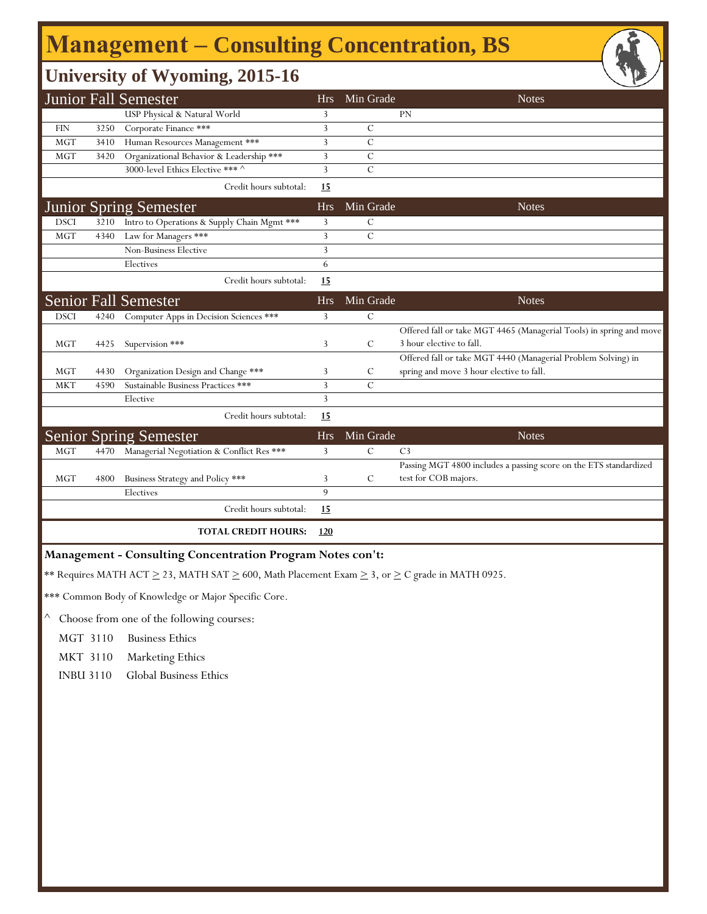# Management – Consulting Concentration, BS

## University of Wyoming, 2015-16

| Junior Fall Semester | | | Hrs | Min Grade | Notes |
|---|---|---|---|---|---|
| | | USP Physical & Natural World | 3 | | PN |
| FIN | 3250 | Corporate Finance *** | 3 | C | |
| MGT | 3410 | Human Resources Management *** | 3 | C | |
| MGT | 3420 | Organizational Behavior & Leadership *** | 3 | C | |
| | | 3000-level Ethics Elective *** ^ | 3 | C | |
| | | Credit hours subtotal: | **15** | | |

| Junior Spring Semester | | | Hrs | Min Grade | Notes |
|---|---|---|---|---|---|
| DSCI | 3210 | Intro to Operations & Supply Chain Mgmt *** | 3 | C | |
| MGT | 4340 | Law for Managers *** | 3 | C | |
| | | Non-Business Elective | 3 | | |
| | | Electives | 6 | | |
| | | Credit hours subtotal: | **15** | | |

| Senior Fall Semester | | | Hrs | Min Grade | Notes |
|---|---|---|---|---|---|
| DSCI | 4240 | Computer Apps in Decision Sciences *** | 3 | C | |
| MGT | 4425 | Supervision *** | 3 | C | Offered fall or take MGT 4465 (Managerial Tools) in spring and move 3 hour elective to fall. |
| MGT | 4430 | Organization Design and Change *** | 3 | C | Offered fall or take MGT 4440 (Managerial Problem Solving) in spring and move 3 hour elective to fall. |
| MKT | 4590 | Sustainable Business Practices *** | 3 | C | |
| | | Elective | 3 | | |
| | | Credit hours subtotal: | **15** | | |

| Senior Spring Semester | | | Hrs | Min Grade | Notes |
|---|---|---|---|---|---|
| MGT | 4470 | Managerial Negotiation & Conflict Res *** | 3 | C | C3 |
| MGT | 4800 | Business Strategy and Policy *** | 3 | C | Passing MGT 4800 includes a passing score on the ETS standardized test for COB majors. |
| | | Electives | 9 | | |
| | | Credit hours subtotal: | **15** | | |
| | | **TOTAL CREDIT HOURS:** | **120** | | |

**Management - Consulting Concentration Program Notes con't:**

** Requires MATH ACT ≥ 23, MATH SAT ≥ 600, Math Placement Exam ≥ 3, or ≥ C grade in MATH 0925.

*** Common Body of Knowledge or Major Specific Core.

^ Choose from one of the following courses:

- MGT 3110 Business Ethics
- MKT 3110 Marketing Ethics
- INBU 3110 Global Business Ethics